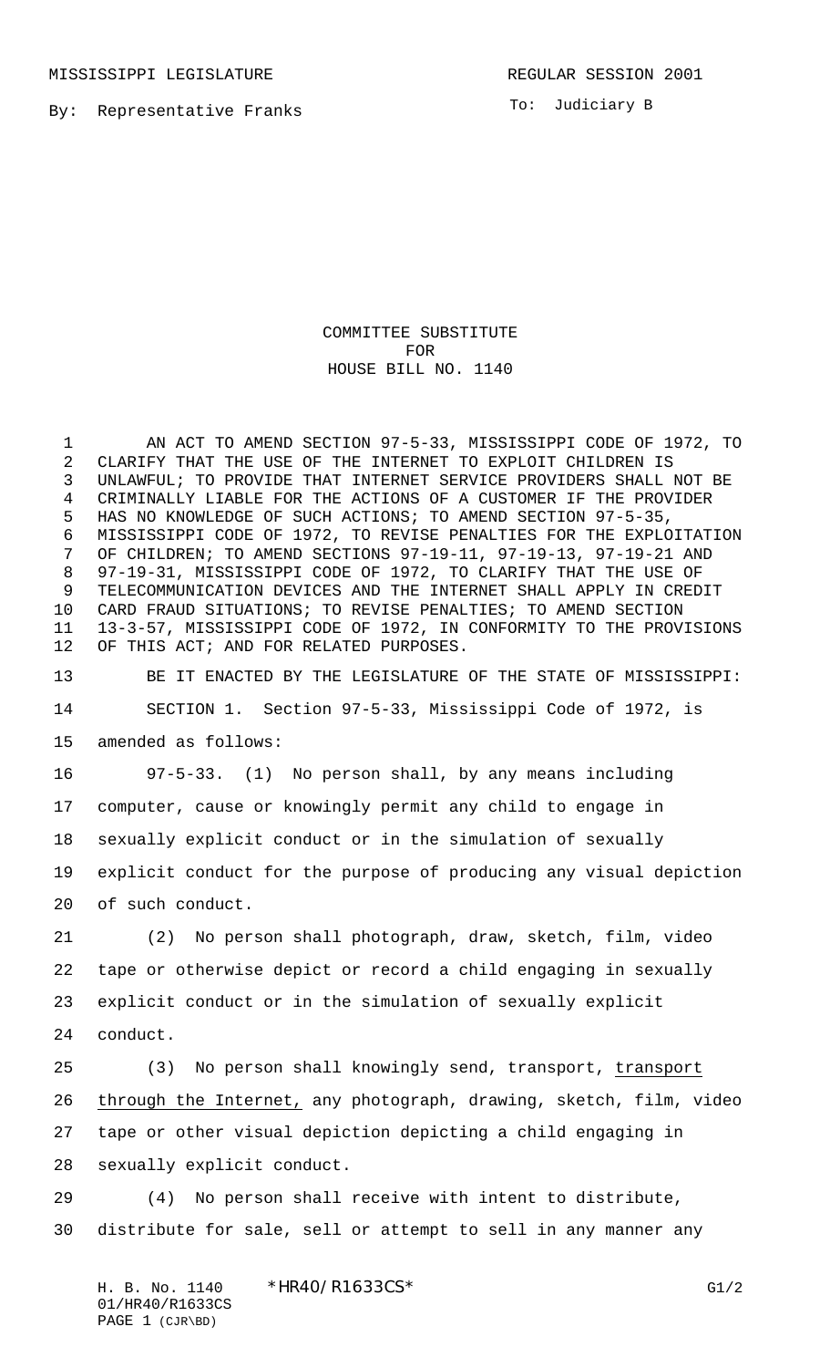MISSISSIPPI LEGISLATURE                                    REGULAR SESSION 2001

By: Representative Franks                                    To: Judiciary B

COMMITTEE SUBSTITUTE
FOR
HOUSE BILL NO. 1140

AN ACT TO AMEND SECTION 97-5-33, MISSISSIPPI CODE OF 1972, TO CLARIFY THAT THE USE OF THE INTERNET TO EXPLOIT CHILDREN IS UNLAWFUL; TO PROVIDE THAT INTERNET SERVICE PROVIDERS SHALL NOT BE CRIMINALLY LIABLE FOR THE ACTIONS OF A CUSTOMER IF THE PROVIDER HAS NO KNOWLEDGE OF SUCH ACTIONS; TO AMEND SECTION 97-5-35, MISSISSIPPI CODE OF 1972, TO REVISE PENALTIES FOR THE EXPLOITATION OF CHILDREN; TO AMEND SECTIONS 97-19-11, 97-19-13, 97-19-21 AND 97-19-31, MISSISSIPPI CODE OF 1972, TO CLARIFY THAT THE USE OF TELECOMMUNICATION DEVICES AND THE INTERNET SHALL APPLY IN CREDIT CARD FRAUD SITUATIONS; TO REVISE PENALTIES; TO AMEND SECTION 13-3-57, MISSISSIPPI CODE OF 1972, IN CONFORMITY TO THE PROVISIONS OF THIS ACT; AND FOR RELATED PURPOSES.

BE IT ENACTED BY THE LEGISLATURE OF THE STATE OF MISSISSIPPI:

SECTION 1. Section 97-5-33, Mississippi Code of 1972, is amended as follows:

97-5-33. (1) No person shall, by any means including computer, cause or knowingly permit any child to engage in sexually explicit conduct or in the simulation of sexually explicit conduct for the purpose of producing any visual depiction of such conduct.

(2) No person shall photograph, draw, sketch, film, video tape or otherwise depict or record a child engaging in sexually explicit conduct or in the simulation of sexually explicit conduct.

(3) No person shall knowingly send, transport, <u>transport through the Internet,</u> any photograph, drawing, sketch, film, video tape or other visual depiction depicting a child engaging in sexually explicit conduct.

(4) No person shall receive with intent to distribute, distribute for sale, sell or attempt to sell in any manner any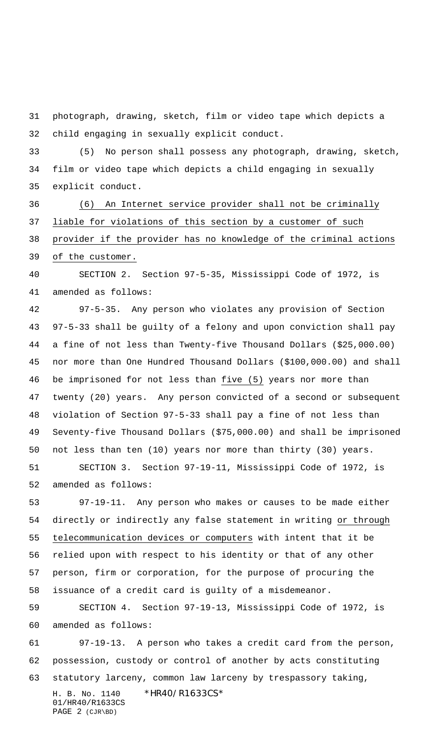photograph, drawing, sketch, film or video tape which depicts a child engaging in sexually explicit conduct.

(5) No person shall possess any photograph, drawing, sketch, film or video tape which depicts a child engaging in sexually explicit conduct.

<u>(6) An Internet service provider shall not be criminally liable for violations of this section by a customer of such provider if the provider has no knowledge of the criminal actions of the customer.</u>

SECTION 2. Section 97-5-35, Mississippi Code of 1972, is amended as follows:

97-5-35. Any person who violates any provision of Section 97-5-33 shall be guilty of a felony and upon conviction shall pay a fine of not less than Twenty-five Thousand Dollars ($25,000.00) nor more than One Hundred Thousand Dollars ($100,000.00) and shall be imprisoned for not less than <u>five (5)</u> years nor more than twenty (20) years. Any person convicted of a second or subsequent violation of Section 97-5-33 shall pay a fine of not less than Seventy-five Thousand Dollars ($75,000.00) and shall be imprisoned not less than ten (10) years nor more than thirty (30) years.

SECTION 3. Section 97-19-11, Mississippi Code of 1972, is amended as follows:

97-19-11. Any person who makes or causes to be made either directly or indirectly any false statement in writing <u>or through telecommunication devices or computers</u> with intent that it be relied upon with respect to his identity or that of any other person, firm or corporation, for the purpose of procuring the issuance of a credit card is guilty of a misdemeanor.

SECTION 4. Section 97-19-13, Mississippi Code of 1972, is amended as follows:

97-19-13. A person who takes a credit card from the person, possession, custody or control of another by acts constituting statutory larceny, common law larceny by trespassory taking,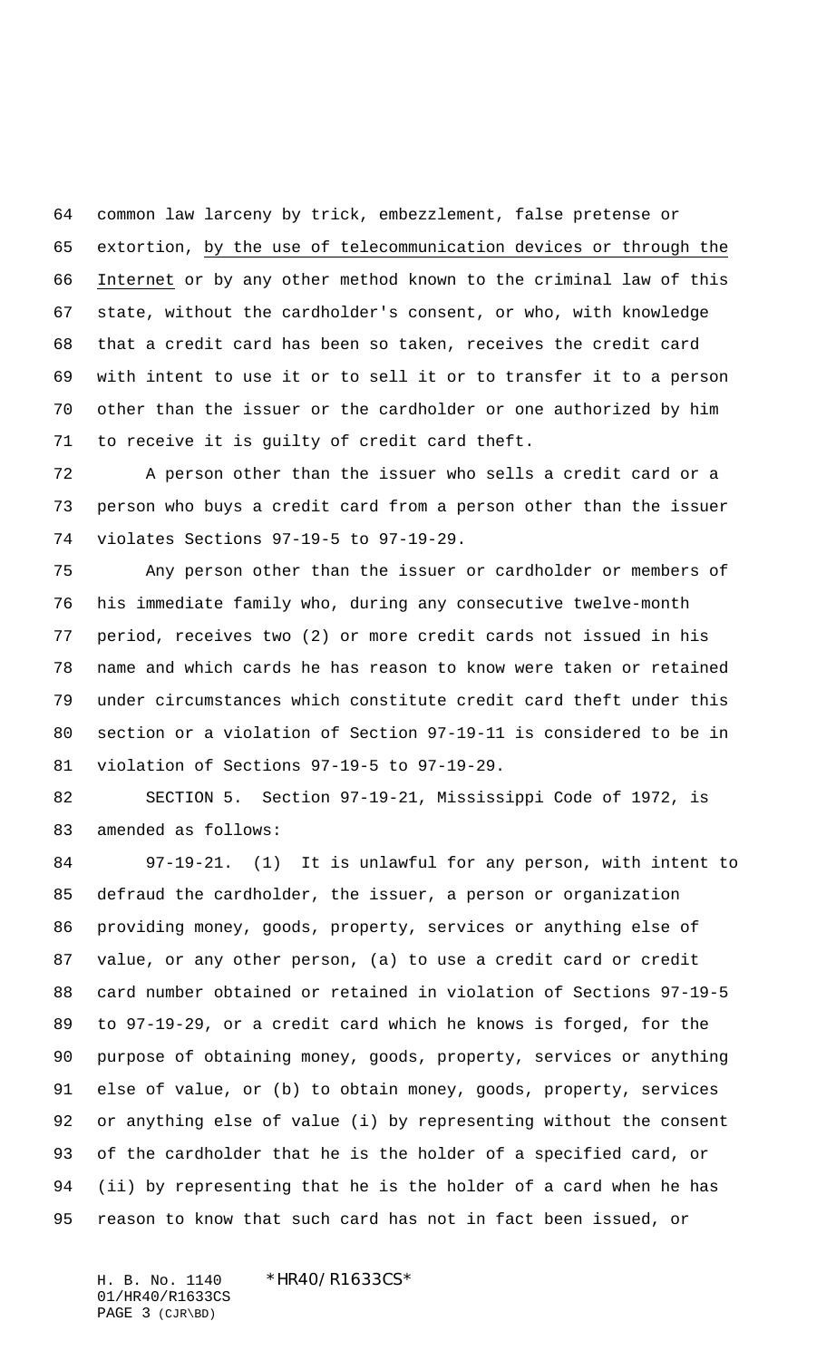common law larceny by trick, embezzlement, false pretense or extortion, <u>by the use of telecommunication devices or through the Internet</u> or by any other method known to the criminal law of this state, without the cardholder's consent, or who, with knowledge that a credit card has been so taken, receives the credit card with intent to use it or to sell it or to transfer it to a person other than the issuer or the cardholder or one authorized by him to receive it is guilty of credit card theft.

A person other than the issuer who sells a credit card or a person who buys a credit card from a person other than the issuer violates Sections 97-19-5 to 97-19-29.

Any person other than the issuer or cardholder or members of his immediate family who, during any consecutive twelve-month period, receives two (2) or more credit cards not issued in his name and which cards he has reason to know were taken or retained under circumstances which constitute credit card theft under this section or a violation of Section 97-19-11 is considered to be in violation of Sections 97-19-5 to 97-19-29.

SECTION 5. Section 97-19-21, Mississippi Code of 1972, is amended as follows:

97-19-21. (1) It is unlawful for any person, with intent to defraud the cardholder, the issuer, a person or organization providing money, goods, property, services or anything else of value, or any other person, (a) to use a credit card or credit card number obtained or retained in violation of Sections 97-19-5 to 97-19-29, or a credit card which he knows is forged, for the purpose of obtaining money, goods, property, services or anything else of value, or (b) to obtain money, goods, property, services or anything else of value (i) by representing without the consent of the cardholder that he is the holder of a specified card, or (ii) by representing that he is the holder of a card when he has reason to know that such card has not in fact been issued, or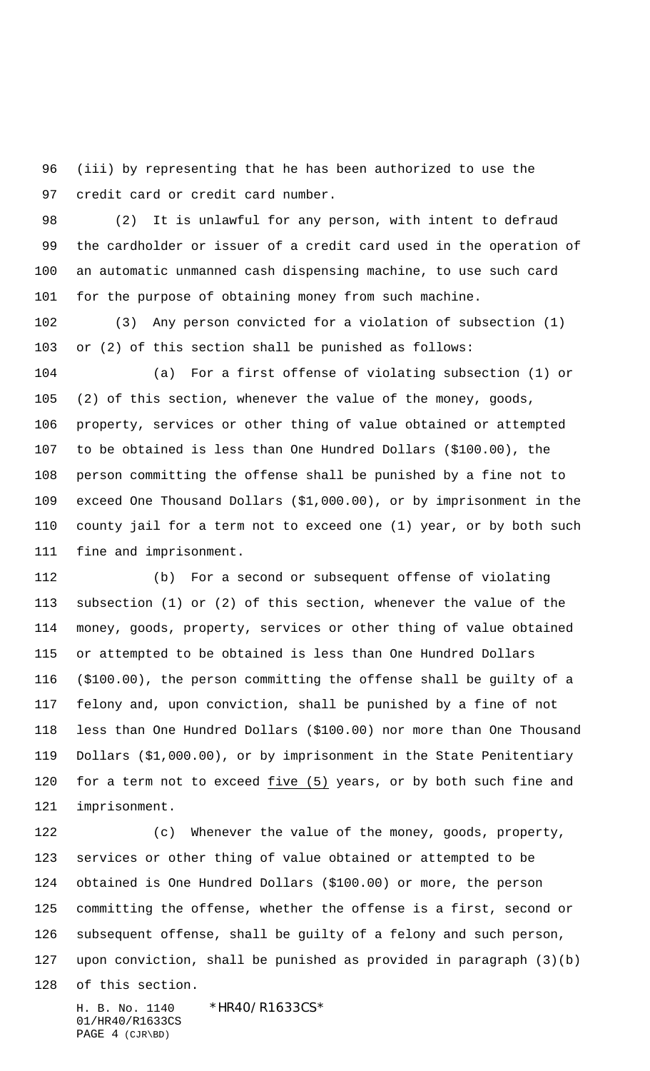(iii) by representing that he has been authorized to use the credit card or credit card number.

(2) It is unlawful for any person, with intent to defraud the cardholder or issuer of a credit card used in the operation of an automatic unmanned cash dispensing machine, to use such card for the purpose of obtaining money from such machine.

(3) Any person convicted for a violation of subsection (1) or (2) of this section shall be punished as follows:

(a) For a first offense of violating subsection (1) or (2) of this section, whenever the value of the money, goods, property, services or other thing of value obtained or attempted to be obtained is less than One Hundred Dollars ($100.00), the person committing the offense shall be punished by a fine not to exceed One Thousand Dollars ($1,000.00), or by imprisonment in the county jail for a term not to exceed one (1) year, or by both such fine and imprisonment.

(b) For a second or subsequent offense of violating subsection (1) or (2) of this section, whenever the value of the money, goods, property, services or other thing of value obtained or attempted to be obtained is less than One Hundred Dollars ($100.00), the person committing the offense shall be guilty of a felony and, upon conviction, shall be punished by a fine of not less than One Hundred Dollars ($100.00) nor more than One Thousand Dollars ($1,000.00), or by imprisonment in the State Penitentiary for a term not to exceed five (5) years, or by both such fine and imprisonment.

(c) Whenever the value of the money, goods, property, services or other thing of value obtained or attempted to be obtained is One Hundred Dollars ($100.00) or more, the person committing the offense, whether the offense is a first, second or subsequent offense, shall be guilty of a felony and such person, upon conviction, shall be punished as provided in paragraph (3)(b) of this section.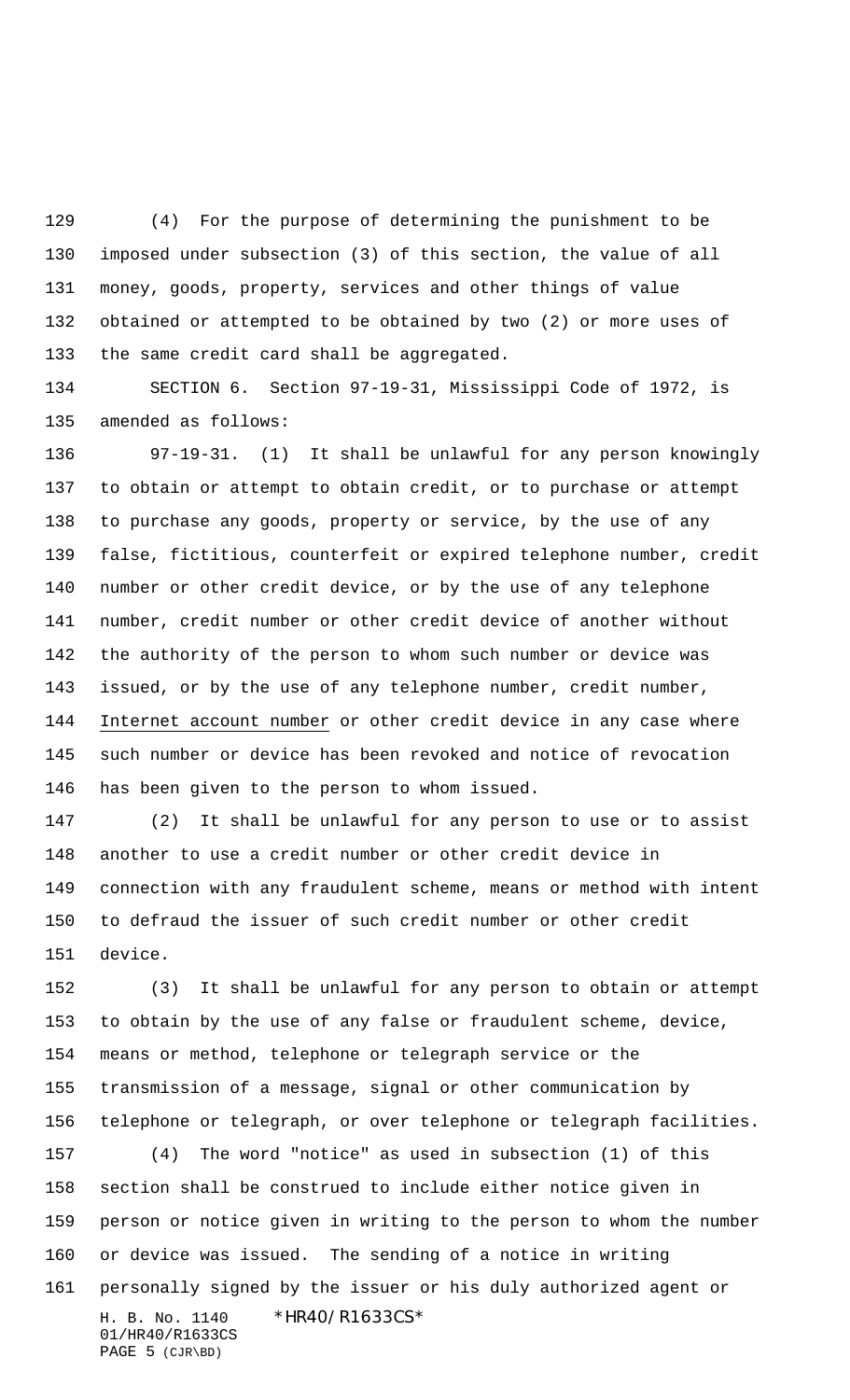(4) For the purpose of determining the punishment to be imposed under subsection (3) of this section, the value of all money, goods, property, services and other things of value obtained or attempted to be obtained by two (2) or more uses of the same credit card shall be aggregated.

SECTION 6. Section 97-19-31, Mississippi Code of 1972, is amended as follows:

97-19-31. (1) It shall be unlawful for any person knowingly to obtain or attempt to obtain credit, or to purchase or attempt to purchase any goods, property or service, by the use of any false, fictitious, counterfeit or expired telephone number, credit number or other credit device, or by the use of any telephone number, credit number or other credit device of another without the authority of the person to whom such number or device was issued, or by the use of any telephone number, credit number, Internet account number or other credit device in any case where such number or device has been revoked and notice of revocation has been given to the person to whom issued.

(2) It shall be unlawful for any person to use or to assist another to use a credit number or other credit device in connection with any fraudulent scheme, means or method with intent to defraud the issuer of such credit number or other credit device.

(3) It shall be unlawful for any person to obtain or attempt to obtain by the use of any false or fraudulent scheme, device, means or method, telephone or telegraph service or the transmission of a message, signal or other communication by telephone or telegraph, or over telephone or telegraph facilities.

(4) The word "notice" as used in subsection (1) of this section shall be construed to include either notice given in person or notice given in writing to the person to whom the number or device was issued. The sending of a notice in writing personally signed by the issuer or his duly authorized agent or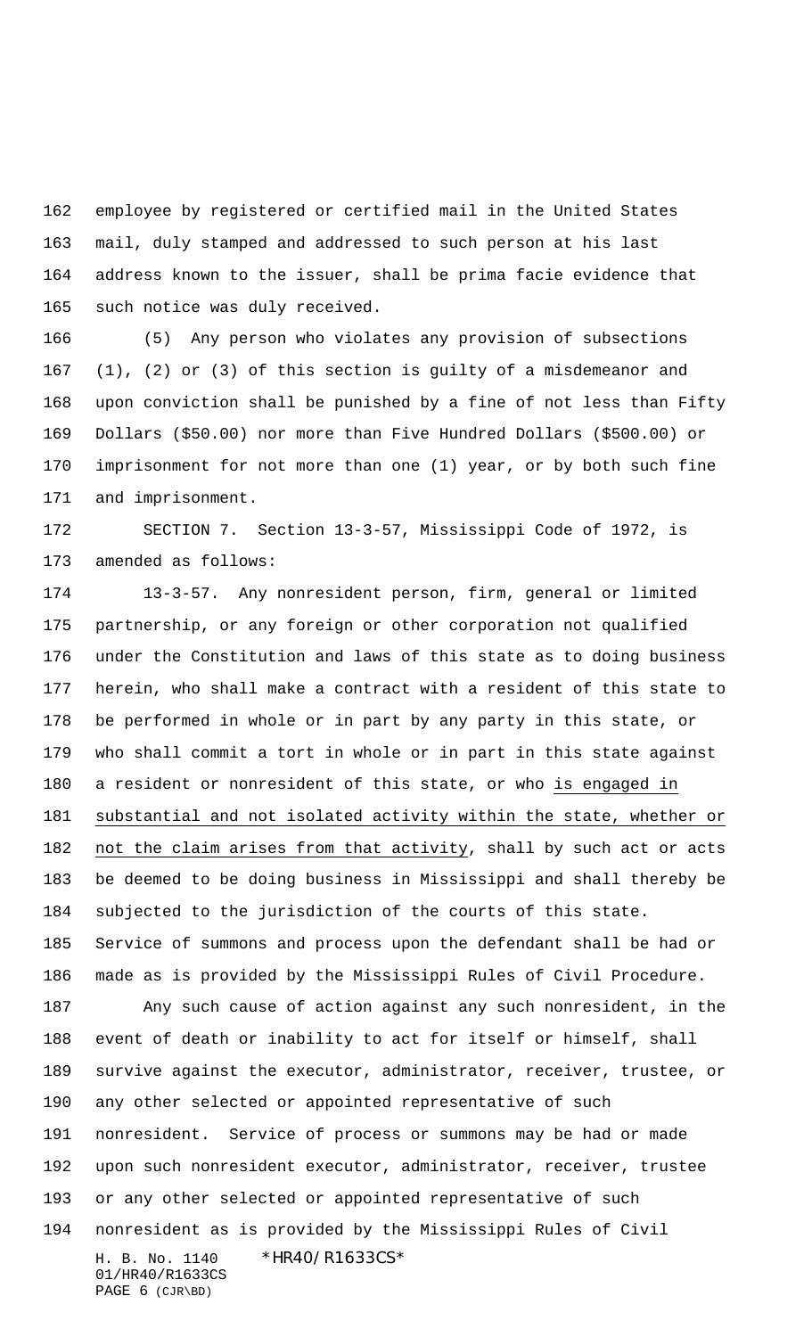employee by registered or certified mail in the United States mail, duly stamped and addressed to such person at his last address known to the issuer, shall be prima facie evidence that such notice was duly received.

(5) Any person who violates any provision of subsections (1), (2) or (3) of this section is guilty of a misdemeanor and upon conviction shall be punished by a fine of not less than Fifty Dollars ($50.00) nor more than Five Hundred Dollars ($500.00) or imprisonment for not more than one (1) year, or by both such fine and imprisonment.

SECTION 7. Section 13-3-57, Mississippi Code of 1972, is amended as follows:

13-3-57. Any nonresident person, firm, general or limited partnership, or any foreign or other corporation not qualified under the Constitution and laws of this state as to doing business herein, who shall make a contract with a resident of this state to be performed in whole or in part by any party in this state, or who shall commit a tort in whole or in part in this state against a resident or nonresident of this state, or who <u>is engaged in substantial and not isolated activity within the state, whether or not the claim arises from that activity</u>, shall by such act or acts be deemed to be doing business in Mississippi and shall thereby be subjected to the jurisdiction of the courts of this state. Service of summons and process upon the defendant shall be had or made as is provided by the Mississippi Rules of Civil Procedure.

Any such cause of action against any such nonresident, in the event of death or inability to act for itself or himself, shall survive against the executor, administrator, receiver, trustee, or any other selected or appointed representative of such nonresident. Service of process or summons may be had or made upon such nonresident executor, administrator, receiver, trustee or any other selected or appointed representative of such nonresident as is provided by the Mississippi Rules of Civil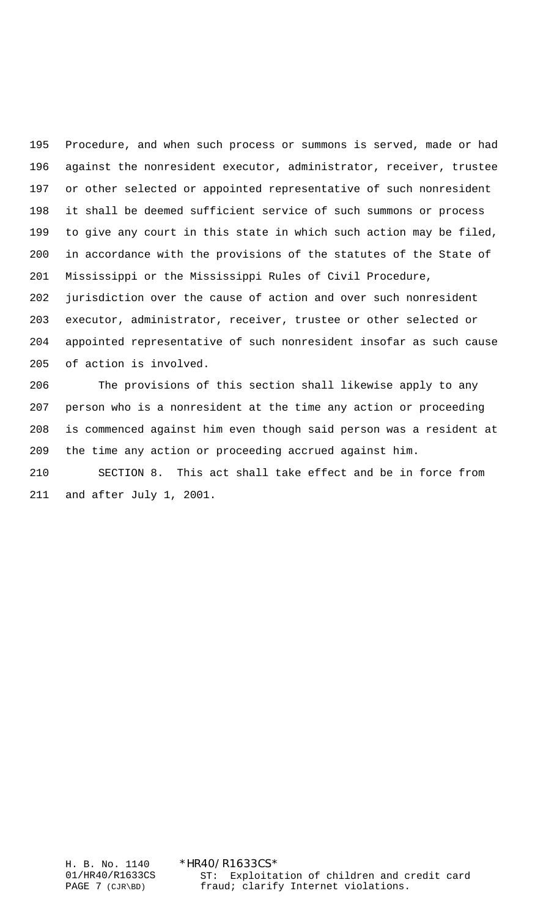Procedure, and when such process or summons is served, made or had against the nonresident executor, administrator, receiver, trustee or other selected or appointed representative of such nonresident it shall be deemed sufficient service of such summons or process to give any court in this state in which such action may be filed, in accordance with the provisions of the statutes of the State of Mississippi or the Mississippi Rules of Civil Procedure, jurisdiction over the cause of action and over such nonresident executor, administrator, receiver, trustee or other selected or appointed representative of such nonresident insofar as such cause of action is involved.

The provisions of this section shall likewise apply to any person who is a nonresident at the time any action or proceeding is commenced against him even though said person was a resident at the time any action or proceeding accrued against him.

SECTION 8. This act shall take effect and be in force from and after July 1, 2001.